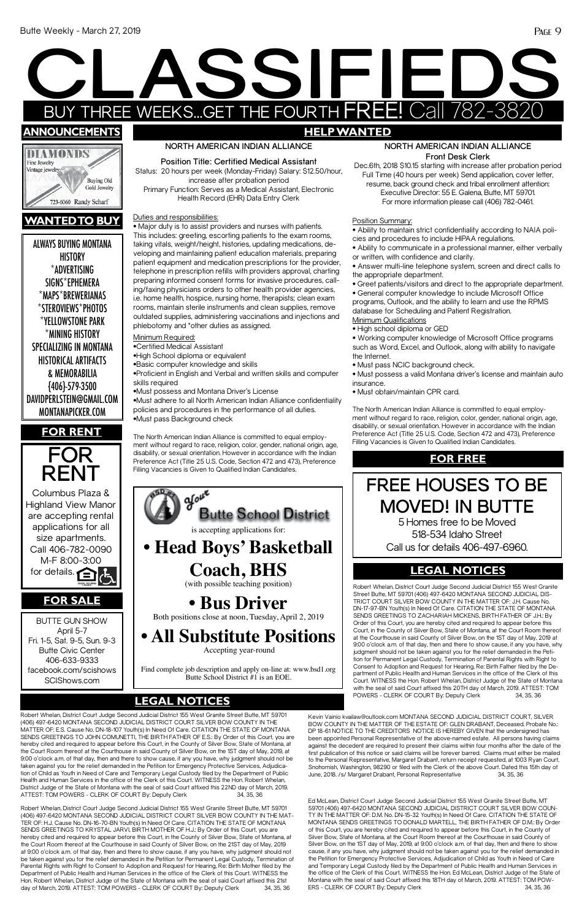# CLASSIFIEDS

BUY THREE WEEKS...GET THE FOURTH FREE! Call 782-3820

## ANNOUNCEMENTS

DIAMONDS
Fine Jewelry
Vintage jewelry
Buying Old Gold Jewelry
723-6060 Randy Scharf

## WANTED TO BUY

ALWAYS BUYING MONTANA HISTORY
*ADVERTISING SIGNS*EPHEMERA
*MAPS*BREWERIANAS
*STEROVIEWS*PHOTOS
*YELLOWSTONE PARK
*MINING HISTORY
SPECIALIZING IN MONTANA HISTORICAL ARTIFACTS & MEMORABILIA
{406}-579-3500
DAVIDPERLSTEIN@GMAIL.COM
MONTANAPICKER.COM

## FOR RENT

FOR RENT

Columbus Plaza & Highland View Manor are accepting rental applications for all size apartments. Call 406-782-0090 M-F 8:00-3:00 for details.

## FOR SALE

BUTTE GUN SHOW
April 5-7
Fri. 1-5, Sat. 9-5, Sun. 9-3
Butte Civic Center
406-633-9333
facebook.com/scishows
SCIShows.com

## HELP WANTED

### NORTH AMERICAN INDIAN ALLIANCE

**Position Title: Certified Medical Assistant**

Status: 20 hours per week (Monday-Friday) Salary: $12.50/hour, increase after probation period

Primary Function: Serves as a Medical Assistant, Electronic Health Record (EHR) Data Entry Clerk

Duties and responsibilities:

- Major duty is to assist providers and nurses with patients. This includes: greeting, escorting patients to the exam rooms, taking vitals, weight/height, histories, updating medications, developing and maintaining patient education materials, preparing patient equipment and medication prescriptions for the provider, telephone in prescription refills with providers approval, charting preparing informed consent forms for invasive procedures, calling/faxing physicians orders to other health provider agencies, i.e. home health, hospice, nursing home, therapists; clean exam rooms, maintain sterile instruments and clean supplies, remove outdated supplies, administering vaccinations and injections and phlebotomy and *other duties as assigned.

Minimum Required:

- Certified Medical Assistant
- High School diploma or equivalent
- Basic computer knowledge and skills
- Proficient in English and Verbal and written skills and computer skills required
- Must possess and Montana Driver's License
- Must adhere to all North American Indian Alliance confidentiality policies and procedures in the performance of all duties.
- Must pass Background check

The North American Indian Alliance is committed to equal employment without regard to race, religion, color, gender, national origin, age, disability, or sexual orientation. However in accordance with the Indian Preference Act (Title 25 U.S. Code, Section 472 and 473), Preference Filling Vacancies is Given to Qualified Indian Candidates.

Your Butte School District

is accepting applications for:

**• Head Boys' Basketball Coach, BHS**

(with possible teaching position)

**• Bus Driver**

Both positions close at noon, Tuesday, April 2, 2019

**• All Substitute Positions**

Accepting year-round

Find complete job description and apply on-line at: www.bsd1.org
Butte School District #1 is an EOE.

### NORTH AMERICAN INDIAN ALLIANCE

**Front Desk Clerk**

Dec.6th, 2018 $10.15 starting with increase after probation period
Full Time (40 hours per week) Send application, cover letter, resume, back ground check and tribal enrollment attention: Executive Director: 55 E. Galena, Butte, MT 59701.
For more information please call (406) 782-0461.

Position Summary:

- Ability to maintain strict confidentiality according to NAIA policies and procedures to include HIPAA regulations.
- Ability to communicate in a professional manner, either verbally or written, with confidence and clarity.
- Answer multi-line telephone system, screen and direct calls to the appropriate department.
- Greet patients/visitors and direct to the appropriate department.
- General computer knowledge to include Microsoft Office programs, Outlook, and the ability to learn and use the RPMS database for Scheduling and Patient Registration.

Minimum Qualifications

- High school diploma or GED
- Working computer knowledge of Microsoft Office programs such as Word, Excel, and Outlook, along with ability to navigate the Internet.
- Must pass NCIC background check.
- Must possess a valid Montana driver's license and maintain auto insurance.
- Must obtain/maintain CPR card.

The North American Indian Alliance is committed to equal employment without regard to race, religion, color, gender, national origin, age, disability, or sexual orientation. However in accordance with the Indian Preference Act (Title 25 U.S. Code, Section 472 and 473), Preference Filling Vacancies is Given to Qualified Indian Candidates.

## FOR FREE

**FREE HOUSES TO BE MOVED! IN BUTTE**

5 Homes free to be Moved
518-534 Idaho Street
Call us for details 406-497-6960.

## LEGAL NOTICES

Robert Whelan, District Court Judge Second Judicial District 155 West Granite Street Butte, MT 59701 (406) 497-6420 MONTANA SECOND JUDICIAL DISTRICT COURT SILVER BOW COUNTY IN THE MATTER OF: J.H. Cause No. DN-17-97-BN Youth(s) In Need Of Care. CITATION THE STATE OF MONTANA SENDS GREETINGS TO ZACHARIAH MICKENS, BIRTH FATHER OF J.H.: By Order of this Court, you are hereby cited and required to appear before this Court, in the County of Silver Bow, State of Montana, at the Court Room thereof at the Courthouse in said County of Silver Bow, on the 1ST day of May, 2019 at 9:00 o'clock a.m. of that day, then and there to show cause, if any you have, why judgment should not be taken against you for the relief demanded in the Petition for Permanent Legal Custody, Termination of Parental Rights with Right to Consent to Adoption and Request for Hearing, Re: Birth Father filed by the Department of Public Health and Human Services in the office of the Clerk of this Court. WITNESS the Hon. Robert Whelan, District Judge of the State of Montana with the seal of said Court affixed this 20TH day of March, 2019. ATTEST: TOM POWERS - CLERK OF COURT By: Deputy Clerk 34, 35, 36

## LEGAL NOTICES

Robert Whelan, District Court Judge Second Judicial District 155 West Granite Street Butte, MT 59701 (406) 497-6420 MONTANA SECOND JUDICIAL DISTRICT COURT SILVER BOW COUNTY IN THE MATTER OF: E.S. Cause No. DN-18-107 Youth(s) In Need Of Care. CITATION THE STATE OF MONTANA SENDS GREETINGS TO JOHN COMUNETTI, THE BIRTH FATHER OF E.S.: By Order of this Court, you are hereby cited and required to appear before this Court, in the County of Silver Bow, State of Montana, at the Court Room thereof at the Courthouse in said County of Silver Bow, on the 1ST day of May, 2019, at 9:00 o'clock a.m. of that day, then and there to show cause, if any you have, why judgment should not be taken against you for the relief demanded in the Petition for Emergency Protective Services, Adjudication of Child as Youth in Need of Care and Temporary Legal Custody filed by the Department of Public Health and Human Services in the office of the Clerk of this Court. WITNESS the Hon. Robert Whelan, District Judge of the State of Montana with the seal of said Court affixed this 22ND day of March, 2019. ATTEST: TOM POWERS - CLERK OF COURT By: Deputy Clerk 34, 35, 36

Robert Whelan, District Court Judge Second Judicial District 155 West Granite Street Butte, MT 59701 (406) 497-6420 MONTANA SECOND JUDICIAL DISTRICT COURT SILVER BOW COUNTY IN THE MATTER OF: H.J. Cause No. DN-16-70-BN Youth(s) In Need Of Care. CITATION THE STATE OF MONTANA SENDS GREETINGS TO KRYSTAL JARVI, BIRTH MOTHER OF H.J.: By Order of this Court, you are hereby cited and required to appear before this Court, in the County of Silver Bow, State of Montana, at the Court Room thereof at the Courthouse in said County of Silver Bow, on the 21ST day of May, 2019 at 9:00 o'clock a.m. of that day, then and there to show cause, if any you have, why judgment should not be taken against you for the relief demanded in the Petition for Permanent Legal Custody, Termination of Parental Rights with Right to Consent to Adoption and Request for Hearing, Re: Birth Mother filed by the Department of Public Health and Human Services in the office of the Clerk of this Court. WITNESS the Hon. Robert Whelan, District Judge of the State of Montana with the seal of said Court affixed this 21st day of March, 2019. ATTEST: TOM POWERS - CLERK OF COURT By: Deputy Clerk 34, 35, 36

Kevin Vainio kvailaw@outlook.com MONTANA SECOND JUDICIAL DISTRICT COURT, SILVER BOW COUNTY IN THE MATTER OF THE ESTATE OF: GLEN DRABANT, Deceased. Probate No.: DP 18-61 NOTICE TO THE CREDITORS NOTICE IS HEREBY GIVEN that the undersigned has been appointed Personal Representative of the above-named estate. All persons having claims against the decedent are required to present their claims within four months after the date of the first publication of this notice or said claims will be forever barred. Claims must either be mailed to the Personal Representative, Margaret Drabant, return receipt requested, at 1003 Ryan Court, Snohomish, Washington, 98290 or filed with the Clerk of the above Court. Dated this 15th day of June, 2018. /s/ Margaret Drabant, Personal Representative 34, 35, 36

Ed McLean, District Court Judge Second Judicial District 155 West Granite Street Butte, MT 59701 (406) 497-6420 MONTANA SECOND JUDICIAL DISTRICT COURT SILVER BOW COUNTY IN THE MATTER OF: D.M. No. DN-15-32 Youth(s) In Need Of Care. CITATION THE STATE OF MONTANA SENDS GREETINGS TO DONALD MARTELL, THE BIRTH FATHER OF D.M.: By Order of this Court, you are hereby cited and required to appear before this Court, in the County of Silver Bow, State of Montana, at the Court Room thereof at the Courthouse in said County of Silver Bow, on the 1ST day of May, 2019, at 9:00 o'clock a.m. of that day, then and there to show cause, if any you have, why judgment should not be taken against you for the relief demanded in the Petition for Emergency Protective Services, Adjudication of Child as Youth in Need of Care and Temporary Legal Custody filed by the Department of Public Health and Human Services in the office of the Clerk of this Court. WITNESS the Hon. Ed McLean, District Judge of the State of Montana with the seal of said Court affixed this 18TH day of March, 2019. ATTEST: TOM POWERS - CLERK OF COURT By: Deputy Clerk 34, 35, 36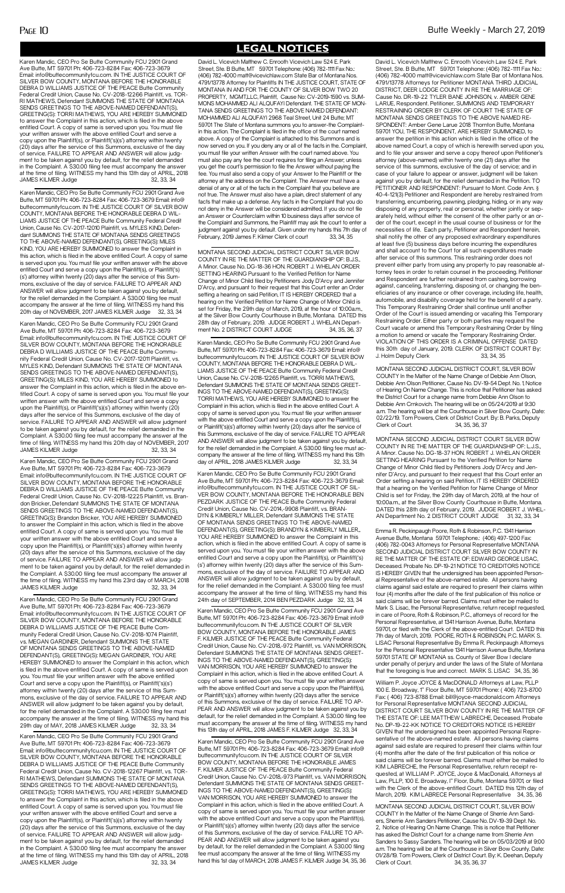# LEGAL NOTICES

Karen Mandic, CEO Pro Se Butte Community FCU 2901 Grand Ave Butte, MT 59701 Ph: 406-723-8284 Fax: 406-723-3679 Email: info@buttecommunityfcu.com. IN THE JUSTICE COURT OF SILVER BOW COUNTY, MONTANA BEFORE THE HONORABLE DEBRA D WILLIAMS JUSTICE OF THE PEACE Butte Community Federal Credit Union, Cause No. CV-2018-12266 Plaintiff, vs. TORRI MATHEWS, Defendant SUMMONS THE STATE OF MONTANA SENDS GREETINGS TO THE ABOVE-NAMED DEFENDANT(S), GREETING(S): TORRI MATHEWS, YOU ARE HEREBY SUMMONED to answer the Complaint in this action, which is filed in the above entitled Court. A copy of same is served upon you. You must file your written answer with the above entitled Court and serve a copy upon the Plaintiff(s), or Plaintiff('s)(s') attorney within twenty (20) days after the service of this Summons, exclusive of the day of service. FAILURE TO APPEAR AND ANSWER will allow judgment to be taken against you by default, for the relief demanded in the Complaint. A $30.00 filing fee must accompany the answer at the time of filing. WITNESS my hand this 13th day of APRIL, 2018 JAMES KILMER Judge 32, 33, 34

Karen Mandic, CEO Pro Se Butte Community FCU 2901 Grand Ave Butte, MT 59701 Ph: 406-723-8284 Fax: 406-723-3679 Email: info@buttecommunityfcu.com. IN THE JUSTICE COURT OF SILVER BOW COUNTY, MONTANA BEFORE THE HONORABLE DEBRA D WILLIAMS JUSTICE OF THE PEACE Butte Community Federal Credit Union, Cause No. CV-2017-12010 Plaintiff, vs. MYLES KIND, Defendant SUMMONS THE STATE OF MONTANA SENDS GREETINGS TO THE ABOVE-NAMED DEFENDANT(S), GREETING(S): MILES KIND, YOU ARE HEREBY SUMMONED to answer the Complaint in this action, which is filed in the above entitled Court. A copy of same is served upon you. You must file your written answer with the above entitled Court and serve a copy upon the Plaintiff(s), or Plaintiff('s)(s') attorney within twenty (20) days after the service of this Summons, exclusive of the day of service. FAILURE TO APPEAR AND ANSWER will allow judgment to be taken against you by default, for the relief demanded in the Complaint. A $30.00 filing fee must accompany the answer at the time of filing. WITNESS my hand this 20th day of NOVEMBER, 2017 JAMES KILMER Judge 32, 33, 34

Karen Mandic, CEO Pro Se Butte Community FCU 2901 Grand Ave Butte, MT 59701 Ph: 406-723-8284 Fax: 406-723-3679 Email: info@buttecommunityfcu.com. IN THE JUSTICE COURT OF SILVER BOW COUNTY, MONTANA BEFORE THE HONORABLE DEBRA D WILLIAMS JUSTICE OF THE PEACE Butte Community Federal Credit Union, Cause No. CV-2017-12011 Plaintiff, vs. MYLES KIND, Defendant SUMMONS THE STATE OF MONTANA SENDS GREETINGS TO THE ABOVE-NAMED DEFENDANT(S), GREETING(S): MILES KIND, YOU ARE HEREBY SUMMONED to answer the Complaint in this action, which is filed in the above entitled Court. A copy of same is served upon you. You must file your written answer with the above entitled Court and serve a copy upon the Plaintiff(s), or Plaintiff('s)(s') attorney within twenty (20) days after the service of this Summons, exclusive of the day of service. FAILURE TO APPEAR AND ANSWER will allow judgment to be taken against you by default, for the relief demanded in the Complaint. A $30.00 filing fee must accompany the answer at the time of filing. WITNESS my hand this 20th day of NOVEMBER, 2017 JAMES KILMER Judge 32, 33, 34

Karen Mandic, CEO Pro Se Butte Community FCU 2901 Grand Ave Butte, MT 59701 Ph: 406-723-8284 Fax: 406-723-3679 Email: info@buttecommunityfcu.com. IN THE JUSTICE COURT OF SILVER BOW COUNTY, MONTANA BEFORE THE HONORABLE DEBRA D WILLIAMS JUSTICE OF THE PEACE Butte Community Federal Credit Union, Cause No. CV-2018-12225 Plaintiff, vs. Brandon Bricker, Defendant SUMMONS THE STATE OF MONTANA SENDS GREETINGS TO THE ABOVE-NAMED DEFENDANT(S), GREETING(S): Brandon Bricker, YOU ARE HEREBY SUMMONED to answer the Complaint in this action, which is filed in the above entitled Court. A copy of same is served upon you. You must file your written answer with the above entitled Court and serve a copy upon the Plaintiff(s), or Plaintiff('s)(s') attorney within twenty (20) days after the service of this Summons, exclusive of the day of service. FAILURE TO APPEAR AND ANSWER will allow judgment to be taken against you by default, for the relief demanded in the Complaint. A $30.00 filing fee must accompany the answer at the time of filing. WITNESS my hand this 23rd day of MARCH, 2018 JAMES KILMER Judge 32, 33, 34

Karen Mandic, CEO Pro Se Butte Community FCU 2901 Grand Ave Butte, MT 59701 Ph: 406-723-8284 Fax: 406-723-3679 Email: info@buttecommunityfcu.com. IN THE JUSTICE COURT OF SILVER BOW COUNTY, MONTANA BEFORE THE HONORABLE DEBRA D WILLIAMS JUSTICE OF THE PEACE Butte Community Federal Credit Union, Cause No. CV-2018-1074 Plaintiff, vs. MEGAN GARDINER, Defendant SUMMONS THE STATE OF MONTANA SENDS GREETINGS TO THE ABOVE-NAMED DEFENDANT(S), GREETING(S): MEGAN GARDINER, YOU ARE HEREBY SUMMONED to answer the Complaint in this action, which is filed in the above entitled Court. A copy of same is served upon you. You must file your written answer with the above entitled Court and serve a copy upon the Plaintiff(s), or Plaintiff('s)(s') attorney within twenty (20) days after the service of this Summons, exclusive of the day of service. FAILURE TO APPEAR AND ANSWER will allow judgment to be taken against you by default, for the relief demanded in the Complaint. A $30.00 filing fee must accompany the answer at the time of filing. WITNESS my hand this 29th day of MAY, 2018 JAMES KILMER Judge 32, 33, 34

Karen Mandic, CEO Pro Se Butte Community FCU 2901 Grand Ave Butte, MT 59701 Ph: 406-723-8284 Fax: 406-723-3679 Email: info@buttecommunityfcu.com. IN THE JUSTICE COURT OF SILVER BOW COUNTY, MONTANA BEFORE THE HONORABLE DEBRA D WILLIAMS JUSTICE OF THE PEACE Butte Community Federal Credit Union, Cause No. CV-2018-12267 Plaintiff, vs. TORRI MATHEWS, Defendant SUMMONS THE STATE OF MONTANA SENDS GREETINGS TO THE ABOVE-NAMED DEFENDANT(S), GREETING(S): TORRI MATHEWS, YOU ARE HEREBY SUMMONED to answer the Complaint in this action, which is filed in the above entitled Court. A copy of same is served upon you. You must file your written answer with the above entitled Court and serve a copy upon the Plaintiff(s), or Plaintiff('s)(s') attorney within twenty (20) days after the service of this Summons, exclusive of the day of service. FAILURE TO APPEAR AND ANSWER will allow judgment to be taken against you by default, for the relief demanded in the Complaint. A $30.00 filing fee must accompany the answer at the time of filing. WITNESS my hand this 13th day of APRIL, 2018 JAMES KILMER Judge 32, 33, 34

David L. Vicevich Matthew C. Enrooth Vicevich Law 524 E. Park Street, Ste. B Butte, MT 59701 Telephone: (406) 782-1111 Fax No.: (406) 782-4000 matt@vicevichlaw.com State Bar of Montana Nos. 4791/13778 Attorney for Plaintiffs IN THE JUSTICE COURT, STATE OF MONTANA IN AND FOR THE COUNTY OF SILVER BOW TWO 20 PROPERTY, MGMT.,LLC, Plaintiff, Cause No: CV-2019-1590 vs. SUMMONS MOHAMMED ALI ALQUFAYI Defendant. THE STATE OF MONTANA SENDS GREETINGS TO THE ABOVE NAMED DEFENDANT: MOHAMMED ALI ALQUFAYI 2968 Teal Street, Unit 24 Butte; MT 59701 The State of Montana summons you to answer-the Complaint-in this action. The Complaint is filed in the office of the court named above. A copy of the Complaint is attached to this Summons and is now served on you. If you deny any or all of the facts in the. Complaint, you must file your written Answer with the court named above. You must also pay any fee the court requires for filing an Answer; unless you get the court's permission to file the Answer without paying the fee. You must also send a copy of your Answer to the Plaintiff or the attorney at the address on the Complaint. The Answer must have a denial of any or all of the facts in the Complaint that you believe are not true. The Answer must also have a plain, direct statement of any facts that make up a defense. Any facts in the Complaint that you do not deny in the Answer will be considered admitted. If you do not file an Answer or Counterclaim within 10 business days after service of the Complaint and Summons, the Plaintiff may ask the court to enter a judgment against you by default. Given under my hands this 7th day of February, 2019 James F. Kilmer Clerk of court 33, 34, 35

MONTANA SECOND JUDICIAL DISTRICT COURT SILVER BOW COUNTY IN RE THE MATTER OF THE GUARDIANSHIP OF: B.J.S., A Minor. Cause No. DG-18-36 HON. ROBERT J. WHELAN ORDER SETTING HEARING Pursuant to the Verified Petition for Name Change of Minor Child filed by Petitioners Jody D'Arcy and Jennifer D'Arcy, and pursuant to their request that this Court enter an Order setting a hearing on said Petition, IT IS HEREBY ORDERED that a hearing on the Verified Petition for Name Change of Minor Child is set for Friday, the 29th day of March, 2019, at the hour of 10:00a.m., at the Silver Bow County Courthouse in Butte, Montana. DATED this 28th day of February, 2019. JUDGE ROBERT J. WHELAN Department No. 2 DISTRICT COURT JUDGE 34, 35, 36, 37

Karen Mandic, CEO Pro Se Butte Community FCU 2901 Grand Ave Butte, MT 59701 Ph: 406-723-8284 Fax: 406-723-3679 Email: info@buttecommunityfcu.com. IN THE JUSTICE COURT OF SILVER BOW COUNTY, MONTANA BEFORE THE HONORABLE DEBRA D WILLIAMS JUSTICE OF THE PEACE Butte Community Federal Credit Union, Cause No. CV-2018-12265 Plaintiff, vs. TORRI MATHEWS, Defendant SUMMONS THE STATE OF MONTANA SENDS GREETINGS TO THE ABOVE-NAMED DEFENDANT(S), GREETING(S): TORRI MATHEWS, YOU ARE HEREBY SUMMONED to answer the Complaint in this action, which is filed in the above entitled Court. A copy of same is served upon you. You must file your written answer with the above entitled Court and serve a copy upon the Plaintiff(s), or Plaintiff('s)(s') attorney within twenty (20) days after the service of this Summons, exclusive of the day of service. FAILURE TO APPEAR AND ANSWER will allow judgment to be taken against you by default, for the relief demanded in the Complaint. A $30.00 filing fee must accompany the answer at the time of filing. WITNESS my hand this 13th day of APRIL, 2018 JAMES KILMER Judge 32, 33, 34

Karen Mandic, CEO Pro Se Butte Community FCU 2901 Grand Ave Butte, MT 59701 Ph: 406-723-8284 Fax: 406-723-3679 Email: info@buttecommunityfcu.com. IN THE JUSTICE COURT OF SILVER BOW COUNTY, MONTANA BEFORE THE HONORABLE BEN PEZDARK JUSTICE OF THE PEACE Butte Community Federal Credit Union, Cause No. CV-2014,-9908 Plaintiff, vs. BRANDYN & KIMBERLY MILLER, Defendant SUMMONS THE STATE OF MONTANA SENDS GREETINGS TO THE ABOVE-NAMED DEFENDANT(S), GREETING(S): BRANDYN & KIMBERLY MILLER,, YOU ARE HEREBY SUMMONED to answer the Complaint in this action, which is filed in the above entitled Court. A copy of same is served upon you. You must file your written answer with the above entitled Court and serve a copy upon the Plaintiff(s), or Plaintiff('s)(s') attorney within twenty (20) days after the service of this Summons, exclusive of the day of service. FAILURE TO APPEAR AND ANSWER will allow judgment to be taken against you by default, for the relief demanded in the Complaint. A $30.00 filing fee must accompany the answer at the time of filing. WITNESS my hand this 24th day of SEPTEMBER, 2014 BEN PEZDARK Judge 32, 33, 34

Karen Mandic, CEO Pro Se Butte Community FCU 2901 Grand Ave Butte, MT 59701 Ph: 406-723-8284 Fax: 406-723-3679 Email: info@buttecommunityfcu.com. IN THE JUSTICE COURT OF SILVER BOW COUNTY, MONTANA BEFORE THE HONORABLE JAMES F. KILMER JUSTICE OF THE PEACE Butte Community Federal Credit Union, Cause No. CV-2018,-972 Plaintiff, vs. VAN MORRISON, Defendant SUMMONS THE STATE OF MONTANA SENDS GREETINGS TO THE ABOVE-NAMED DEFENDANT(S), GREETING(S): VAN MORRISON, YOU ARE HEREBY SUMMONED to answer the Complaint in this action, which is filed in the above entitled Court. A copy of same is served upon you. You must file your written answer with the above entitled Court and serve a copy upon the Plaintiff(s), or Plaintiff('s)(s') attorney within twenty (20) days after the service of this Summons, exclusive of the day of service. FAILURE TO APPEAR AND ANSWER will allow judgment to be taken against you by default, for the relief demanded in the Complaint. A $30.00 filing fee must accompany the answer at the time of filing. WITNESS my hand this 13th day of APRIL, 2018 JAMES F. KILMER Judge 32, 33, 34

Karen Mandic, CEO Pro Se Butte Community FCU 2901 Grand Ave Butte, MT 59701 Ph: 406-723-8284 Fax: 406-723-3679 Email: info@buttecommunityfcu.com. IN THE JUSTICE COURT OF SILVER BOW COUNTY, MONTANA BEFORE THE HONORABLE JAMES F. KILMER JUSTICE OF THE PEACE Butte Community Federal Credit Union, Cause No. CV-2018,-973 Plaintiff, vs. VAN MORRISON, Defendant SUMMONS THE STATE OF MONTANA SENDS GREETINGS TO THE ABOVE-NAMED DEFENDANT(S), GREETING(S): VAN MORRISON, YOU ARE HEREBY SUMMONED to answer the Complaint in this action, which is filed in the above entitled Court. A copy of same is served upon you. You must file your written answer with the above entitled Court and serve a copy upon the Plaintiff(s), or Plaintiff('s)(s') attorney within twenty (20) days after the service of this Summons, exclusive of the day of service. FAILURE TO APPEAR AND ANSWER will allow judgment to be taken against you by default, for the relief demanded in the Complaint. A $30.00 filing fee must accompany the answer at the time of filing. WITNESS my hand this 1st day of MARCH, 2018 JAMES F. KILMER Judge 34, 35, 36

David L. Vicevich Matthew C. Enrooth Vicevich Law 524 E. Park Street, Ste. B Butte, MT 59701 Telephone: (406) 782-1111 Fax No.: (406) 782-4000 matt@vicevichlaw.com State Bar of Montana Nos. 4791/13778 Attorneys for Petitioner MONTANA THIRD JUDICIAL DISTRICT, DEER LODGE COUNTY IN RE THE MARRIAGE OF: Cause No. DR-19-22 TYLER BANE JOHNSON, v. AMBER GENE LARUE, Respondent. Petitioner, SUMMONS AND TEMPORARY RESTRAINING ORDER BY CLERK OF COURT THE STATE OF MONTANA SENDS GREETINGS TO THE ABOVE NAMED RESPONDENT: Amber Gene Larue 2018 Thornton Butte, Montana 59701 YOU, THE RESPONDENT, ARE HEREBY SUMMONED, to answer the petition in this action which is filed in the office of the above named Court, a copy of which is herewith served upon you, and to file your answer and serve a copy thereof upon Petitioner's attorney (above-named) within twenty one (21) days after the service of this summons, exclusive of the day of service; and in case of your failure to appear or answer, judgment will be taken against you by default, for the relief demanded in the Petition. TO PETITIONER AND RESPONDENT: Pursuant to Mont. Code Ann. § 40-4-121(3) Petitioner and Respondent are hereby restrained from transferring, encumbering, pawning, pledging, hiding, or in any way disposing of any property, real or personal, whether jointly or separately held, without either the consent of the other party or an order of the court, except in the usual course of business or for the necessities of life. Each party, Petitioner and Respondent herein, shall notify the other of any proposed extraordinary expenditures at least five (5) business days before incurring the expenditures and shall account to the Court for all such expenditures made after service of this summons. This restraining order does not prevent either party from using any property to pay reasonable attorney fees in order to retain counsel in the proceeding. Petitioner and Respondent are further restrained from cashing, borrowing against, canceling, transferring, disposing of, or changing the beneficiaries of any insurance or other coverage, including life, health, automobile, and disability coverage held for the benefit of a party. This Temporary Restraining Order shall continue until another Order of the Court is issued amending or vacating this Temporary Restraining Order. Either party or both parties may request the Court vacate or amend this Temporary Restraining Order by filing a motion to amend or vacate the Temporary Restraining Order. VIOLATION OF THIS ORDER IS A CRIMINAL OFFENSE DATED this 30th day of January, 2019. CLERK OF DISTRICT COURT By: J. Holm Deputy Clerk 33, 34, 35

MONTANA SECOND JUDICIAL DISTRICT COURT, SILVER BOW COUNTY In the Matter of the Name Change of Debbie Ann Olson, Debbie Ann Olson Petitioner, Cause No. DV-19-54 Dept. No. 1 Notice of Hearing On Name Change. This is notice that Petitioner has asked the District Court for a change name from Debbie Ann Olson to Debbie Ann Crnkovich. The hearing will be on 05/24/2019 at 9:30 a.m. The hearing will be at the Courthouse in Silver Bow County. Date: 02/22/19. Tom Powers, Clerk of District Court. By: B. Parks, Deputy Clerk of Court. 34, 35, 36, 37

MONTANA SECOND JUDICIAL DISTRICT COURT SILVER BOW COUNTY IN RE THE MATTER OF THE GUARDIANSHIP OF: L.J.S., A Minor. Cause No. DG-18-37 HON. ROBERT J. WHELAN ORDER SETTING HEARING Pursuant to the Verified Petition for Name Change of Minor Child filed by Petitioners Jody D'Arcy and Jennifer D'Arcy, and pursuant to their request that this Court enter an Order setting a hearing on said Petition, IT IS HEREBY ORDERED that a hearing on the Verified Petition for Name Change of Minor Child is set for Friday, the 29th day of March, 2019, at the hour of 10:00a.m., at the Silver Bow County Courthouse in Butte, Montana. DATED this 28th day of February, 2019. JUDGE ROBERT J. WHELAN Department No. 2 DISTRICT COURT JUDGE 31, 32, 33, 34

Emma R. Peckinpaugh Poore, Roth & Robinson, P.C. 1341 Harrison Avenue Butte, Montana 59701 Telephone: (406) 497-1200 Fax: (406) 782-0043 Attorneys for Personal Representative MONTANA SECOND JUDICIAL DISTRICT COURT SILVER BOW COUNTY IN RE THE MATTER OF THE ESTATE OF: EDWARD GEORGE LISAC, Deceased. Probate No. DP-19-21 NOTICE TO CREDITORS NOTICE IS HEREBY GIVEN that the undersigned has been appointed Personal Representative of the above-named estate. All persons having claims against said estate are required to present their claims within four (4) months after the date of the first publication of this notice or said claims will be forever barred. Claims must either be mailed to Mark S. Lisac, the Personal Representative, return receipt requested, in care of Poore, Roth & Robinson, P.C., attorneys of record for the Personal Representative, at 1341 Harrison Avenue, Butte, Montana 59701, or filed with the Clerk of the above-entitled Court. DATED this 7th day of March, 2019. POORE, ROTH & ROBINSON, P.C. MARK S. LISAC Personal Representative By Emma R. Peckinpaugh Attorneys for the Personal Representative 1341 Harrison Avenue Butte, Montana 59701 STATE OF MONTANA ss. County of Silver Bow I declare under penalty of perjury and under the laws of the State of Montana that the foregoing is true and correct. MARK S. LISAC 34, 35, 36

William P. Joyce JOYCE & MacDONALD Attorneys at Law, PLLP 100 E. Broadway, 1st Floor Butte, MT 59701 Phone: ( 406) 723-8700 Fax: ( 406) 723-8788 Email: bill@joyce-macdonald.com Attorneys for Personal Representative MONTANA SECOND JUDICIAL DISTRICT COURT SILVER BOW COUNTY IN RE THE MATTER OF THE ESTATE OF: LEE MATTHEW LABRECHE, Deceased. Probate No. DP-19-22-KK NOTICE TO CREDITORS NOTICE IS HEREBY GIVEN that the undersigned has been appointed Personal Representative of the above-named estate. All persons having claims against said estate are required to present their claims within four (4) months after the date of the first publication of this notice or said claims will be forever barred. Claims must either be mailed to KIM LABRECHE, the Personal Representative, return receipt requested, at WILLIAM P. JOYCE, Joyce & MacDonald, Attorneys at Law, PLLP, 100 E. Broadway, 1st Floor, Butte, Montana 59701, or filed with the Clerk of the above-entitled Court. DATED this 12th day of March, 2019. KIM LABRECE Personal Representative 34, 35, 36

MONTANA SECOND JUDICIAL DISTRICT COURT, SILVER BOW COUNTY In the Matter of the Name Change of Sherrie Ann Sanders, Sherrie Ann Sanders Petitioner, Cause No. DV-19-39 Dept. No. 2, Notice of Hearing On Name Change. This is notice that Petitioner has asked the District Court for a change name from Sherrie Ann Sanders to Sassy Sanders. The hearing will be on 05/03/2019 at 9:00 a.m. The hearing will be at the Courthouse in Silver Bow County. Date: 01/28/19. Tom Powers, Clerk of District Court. By: K. Deehan, Deputy Clerk of Court. 34, 35, 36, 37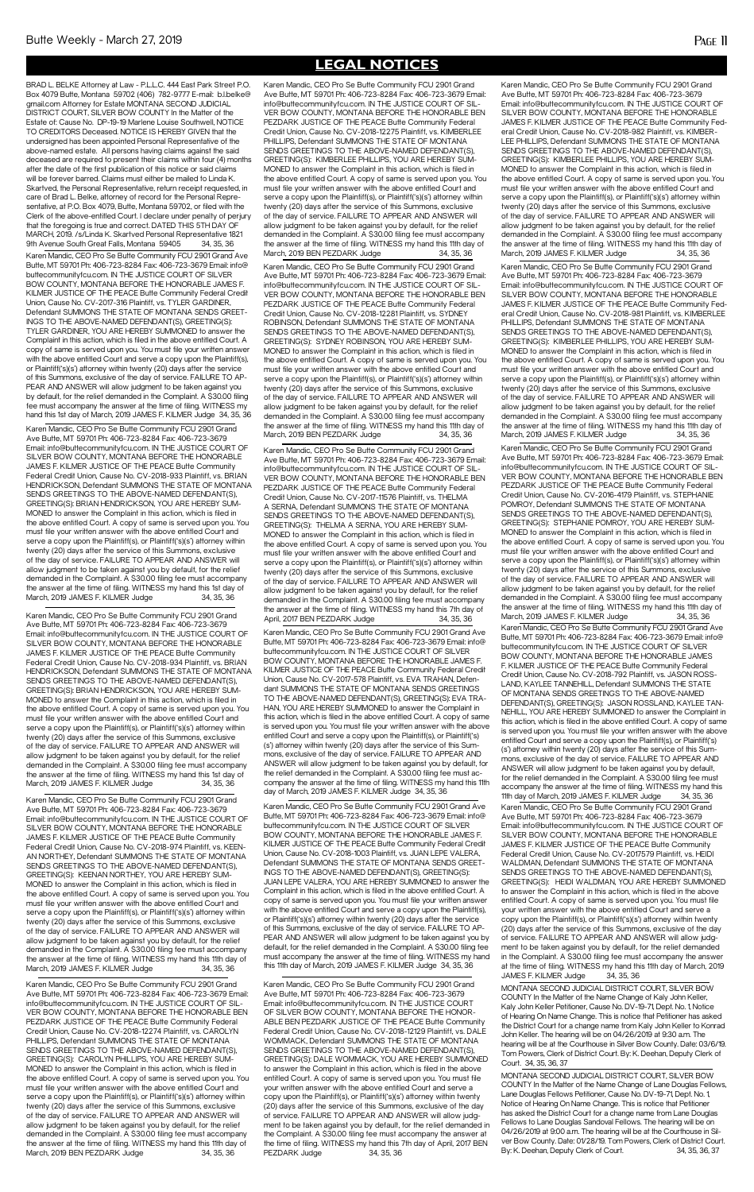# LEGAL NOTICES

BRAD L. BELKE Attorney at Law - P.L.L.C. 444 East Park Street P.O. Box 4079 Butte, Montana 59702 (406) 782-9777 E-mail: b.l.belke@gmail.com Attorney for Estate MONTANA SECOND JUDICIAL DISTRICT COURT, SILVER BOW COUNTY In the Matter of the Estate of: Cause No. DP-19-19 Marlene Louise Southwell, NOTICE TO CREDITORS Deceased. NOTICE IS HEREBY GIVEN that the undersigned has been appointed Personal Representative of the above-named estate. All persons having claims against the said deceased are required to present their claims within four (4) months after the date of the first publication of this notice or said claims will be forever barred. Claims must either be mailed to Linda K. Skartved, the Personal Representative, return receipt requested, in care of Brad L. Belke, attorney of record for the Personal Representative, at P.O. Box 4079, Butte, Montana 59702, or filed with the Clerk of the above-entitled Court. I declare under penalty of perjury that the foregoing is true and correct. DATED THIS 5TH DAY OF MARCH, 2019. /s/Linda K. Skartved Personal Representative 1821 9th Avenue South Great Falls, Montana 59405 34, 35, 36

Karen Mandic, CEO Pro Se Butte Community FCU 2901 Grand Ave Butte, MT 59701 Ph: 406-723-8284 Fax: 406-723-3679 Email: info@buttecommunityfcu.com. IN THE JUSTICE COURT OF SILVER BOW COUNTY, MONTANA BEFORE THE HONORABLE JAMES F. KILMER JUSTICE OF THE PEACE Butte Community Federal Credit Union, Cause No. CV-2017-316 Plaintiff, vs. TYLER GARDINER, Defendant SUMMONS THE STATE OF MONTANA SENDS GREETINGS TO THE ABOVE-NAMED DEFENDANT(S), GREETING(S): TYLER GARDINER, YOU ARE HEREBY SUMMONED to answer the Complaint in this action, which is filed in the above entitled Court. A copy of same is served upon you. You must file your written answer with the above entitled Court and serve a copy upon the Plaintiff(s), or Plaintiff('s)(s') attorney within twenty (20) days after the service of this Summons, exclusive of the day of service. FAILURE TO APPEAR AND ANSWER will allow judgment to be taken against you by default, for the relief demanded in the Complaint. A $30.00 filing fee must accompany the answer at the time of filing. WITNESS my hand this 1st day of March, 2019 JAMES F. KILMER Judge 34, 35, 36

Karen Mandic, CEO Pro Se Butte Community FCU 2901 Grand Ave Butte, MT 59701 Ph: 406-723-8284 Fax: 406-723-3679 Email: info@buttecommunityfcu.com. IN THE JUSTICE COURT OF SILVER BOW COUNTY, MONTANA BEFORE THE HONORABLE JAMES F. KILMER JUSTICE OF THE PEACE Butte Community Federal Credit Union, Cause No. CV-2018-933 Plaintiff, vs. BRIAN HENDRICKSON, Defendant SUMMONS THE STATE OF MONTANA SENDS GREETINGS TO THE ABOVE-NAMED DEFENDANT(S), GREETING(S): BRIAN HENDRICKSON, YOU ARE HEREBY SUMMONED to answer the Complaint in this action, which is filed in the above entitled Court. A copy of same is served upon you. You must file your written answer with the above entitled Court and serve a copy upon the Plaintiff(s), or Plaintiff('s)(s') attorney within twenty (20) days after the service of this Summons, exclusive of the day of service. FAILURE TO APPEAR AND ANSWER will allow judgment to be taken against you by default, for the relief demanded in the Complaint. A $30.00 filing fee must accompany the answer at the time of filing. WITNESS my hand this 1st day of March, 2019 JAMES F. KILMER Judge 34, 35, 36

Karen Mandic, CEO Pro Se Butte Community FCU 2901 Grand Ave Butte, MT 59701 Ph: 406-723-8284 Fax: 406-723-3679 Email: info@buttecommunityfcu.com. IN THE JUSTICE COURT OF SILVER BOW COUNTY, MONTANA BEFORE THE HONORABLE JAMES F. KILMER JUSTICE OF THE PEACE Butte Community Federal Credit Union, Cause No. CV-2018-934 Plaintiff, vs. BRIAN HENDRICKSON, Defendant SUMMONS THE STATE OF MONTANA SENDS GREETINGS TO THE ABOVE-NAMED DEFENDANT(S), GREETING(S): BRIAN HENDRICKSON, YOU ARE HEREBY SUMMONED to answer the Complaint in this action, which is filed in the above entitled Court. A copy of same is served upon you. You must file your written answer with the above entitled Court and serve a copy upon the Plaintiff(s), or Plaintiff('s)(s') attorney within twenty (20) days after the service of this Summons, exclusive of the day of service. FAILURE TO APPEAR AND ANSWER will allow judgment to be taken against you by default, for the relief demanded in the Complaint. A $30.00 filing fee must accompany the answer at the time of filing. WITNESS my hand this 1st day of March, 2019 JAMES F. KILMER Judge 34, 35, 36

Karen Mandic, CEO Pro Se Butte Community FCU 2901 Grand Ave Butte, MT 59701 Ph: 406-723-8284 Fax: 406-723-3679 Email: info@buttecommunityfcu.com. IN THE JUSTICE COURT OF SILVER BOW COUNTY, MONTANA BEFORE THE HONORABLE JAMES F. KILMER JUSTICE OF THE PEACE Butte Community Federal Credit Union, Cause No. CV-2018-974 Plaintiff, vs. KEENAN NORTHEY, Defendant SUMMONS THE STATE OF MONTANA SENDS GREETINGS TO THE ABOVE-NAMED DEFENDANT(S), GREETING(S): KEENAN NORTHEY, YOU ARE HEREBY SUMMONED to answer the Complaint in this action, which is filed in the above entitled Court. A copy of same is served upon you. You must file your written answer with the above entitled Court and serve a copy upon the Plaintiff(s), or Plaintiff('s)(s') attorney within twenty (20) days after the service of this Summons, exclusive of the day of service. FAILURE TO APPEAR AND ANSWER will allow judgment to be taken against you by default, for the relief demanded in the Complaint. A $30.00 filing fee must accompany the answer at the time of filing. WITNESS my hand this 11th day of March, 2019 JAMES F. KILMER Judge 34, 35, 36

Karen Mandic, CEO Pro Se Butte Community FCU 2901 Grand Ave Butte, MT 59701 Ph: 406-723-8284 Fax: 406-723-3679 Email: info@buttecommunityfcu.com. IN THE JUSTICE COURT OF SILVER BOW COUNTY, MONTANA BEFORE THE HONORABLE BEN PEZDARK JUSTICE OF THE PEACE Butte Community Federal Credit Union, Cause No. CV-2018-12274 Plaintiff, vs. CAROLYN PHILLIPS, Defendant SUMMONS THE STATE OF MONTANA SENDS GREETINGS TO THE ABOVE-NAMED DEFENDANT(S), GREETING(S): CAROLYN PHILLIPS, YOU ARE HEREBY SUMMONED to answer the Complaint in this action, which is filed in the above entitled Court. A copy of same is served upon you. You must file your written answer with the above entitled Court and serve a copy upon the Plaintiff(s), or Plaintiff('s)(s') attorney within twenty (20) days after the service of this Summons, exclusive of the day of service. FAILURE TO APPEAR AND ANSWER will allow judgment to be taken against you by default, for the relief demanded in the Complaint. A $30.00 filing fee must accompany the answer at the time of filing. WITNESS my hand this 11th day of March, 2019 BEN PEZDARK Judge 34, 35, 36

Karen Mandic, CEO Pro Se Butte Community FCU 2901 Grand Ave Butte, MT 59701 Ph: 406-723-8284 Fax: 406-723-3679 Email: info@buttecommunityfcu.com. IN THE JUSTICE COURT OF SILVER BOW COUNTY, MONTANA BEFORE THE HONORABLE BEN PEZDARK JUSTICE OF THE PEACE Butte Community Federal Credit Union, Cause No. CV-2018-12275 Plaintiff, vs. KIMBERLEE PHILLIPS, Defendant SUMMONS THE STATE OF MONTANA SENDS GREETINGS TO THE ABOVE-NAMED DEFENDANT(S), GREETING(S): KIMBERLEE PHILLIPS, YOU ARE HEREBY SUMMONED to answer the Complaint in this action, which is filed in the above entitled Court. A copy of same is served upon you. You must file your written answer with the above entitled Court and serve a copy upon the Plaintiff(s), or Plaintiff('s)(s') attorney within twenty (20) days after the service of this Summons, exclusive of the day of service. FAILURE TO APPEAR AND ANSWER will allow judgment to be taken against you by default, for the relief demanded in the Complaint. A $30.00 filing fee must accompany the answer at the time of filing. WITNESS my hand this 11th day of March, 2019 BEN PEZDARK Judge 34, 35, 36

Karen Mandic, CEO Pro Se Butte Community FCU 2901 Grand Ave Butte, MT 59701 Ph: 406-723-8284 Fax: 406-723-3679 Email: info@buttecommunityfcu.com. IN THE JUSTICE COURT OF SILVER BOW COUNTY, MONTANA BEFORE THE HONORABLE BEN PEZDARK JUSTICE OF THE PEACE Butte Community Federal Credit Union, Cause No. CV-2018-12281 Plaintiff, vs. SYDNEY ROBINSON, Defendant SUMMONS THE STATE OF MONTANA SENDS GREETINGS TO THE ABOVE-NAMED DEFENDANT(S), GREETING(S): SYDNEY ROBINSON, YOU ARE HEREBY SUMMONED to answer the Complaint in this action, which is filed in the above entitled Court. A copy of same is served upon you. You must file your written answer with the above entitled Court and serve a copy upon the Plaintiff(s), or Plaintiff('s)(s') attorney within twenty (20) days after the service of this Summons, exclusive of the day of service. FAILURE TO APPEAR AND ANSWER will allow judgment to be taken against you by default, for the relief demanded in the Complaint. A $30.00 filing fee must accompany the answer at the time of filing. WITNESS my hand this 11th day of March, 2019 BEN PEZDARK Judge 34, 35, 36

Karen Mandic, CEO Pro Se Butte Community FCU 2901 Grand Ave Butte, MT 59701 Ph: 406-723-8284 Fax: 406-723-3679 Email: info@buttecommunityfcu.com. IN THE JUSTICE COURT OF SILVER BOW COUNTY, MONTANA BEFORE THE HONORABLE BEN PEZDARK JUSTICE OF THE PEACE Butte Community Federal Credit Union, Cause No. CV-2017-11576 Plaintiff, vs. THELMA A SERNA, Defendant SUMMONS THE STATE OF MONTANA SENDS GREETINGS TO THE ABOVE-NAMED DEFENDANT(S), GREETING(S): THELMA A SERNA, YOU ARE HEREBY SUMMONED to answer the Complaint in this action, which is filed in the above entitled Court. A copy of same is served upon you. You must file your written answer with the above entitled Court and serve a copy upon the Plaintiff(s), or Plaintiff('s)(s') attorney within twenty (20) days after the service of this Summons, exclusive of the day of service. FAILURE TO APPEAR AND ANSWER will allow judgment to be taken against you by default, for the relief demanded in the Complaint. A $30.00 filing fee must accompany the answer at the time of filing. WITNESS my hand this 7th day of April, 2017 BEN PEZDARK Judge 34, 35, 36

Karen Mandic, CEO Pro Se Butte Community FCU 2901 Grand Ave Butte, MT 59701 Ph: 406-723-8284 Fax: 406-723-3679 Email: info@buttecommunityfcu.com. IN THE JUSTICE COURT OF SILVER BOW COUNTY, MONTANA BEFORE THE HONORABLE JAMES F. KILMER JUSTICE OF THE PEACE Butte Community Federal Credit Union, Cause No. CV-2017-578 Plaintiff, vs. EVA TRAHAN, Defendant SUMMONS THE STATE OF MONTANA SENDS GREETINGS TO THE ABOVE-NAMED DEFENDANT(S), GREETING(S): EVA TRAHAN, YOU ARE HEREBY SUMMONED to answer the Complaint in this action, which is filed in the above entitled Court. A copy of same is served upon you. You must file your written answer with the above entitled Court and serve a copy upon the Plaintiff(s), or Plaintiff('s)(s') attorney within twenty (20) days after the service of this Summons, exclusive of the day of service. FAILURE TO APPEAR AND ANSWER will allow judgment to be taken against you by default, for the relief demanded in the Complaint. A $30.00 filing fee must accompany the answer at the time of filing. WITNESS my hand this 11th day of March, 2019 JAMES F. KILMER Judge 34, 35, 36

Karen Mandic, CEO Pro Se Butte Community FCU 2901 Grand Ave Butte, MT 59701 Ph: 406-723-8284 Fax: 406-723-3679 Email: info@buttecommunityfcu.com. IN THE JUSTICE COURT OF SILVER BOW COUNTY, MONTANA BEFORE THE HONORABLE JAMES F. KILMER JUSTICE OF THE PEACE Butte Community Federal Credit Union, Cause No. CV-2018-1003 Plaintiff, vs. JUAN LEPE VALERA, Defendant SUMMONS THE STATE OF MONTANA SENDS GREETINGS TO THE ABOVE-NAMED DEFENDANT(S), GREETING(S): JUAN LEPE VALERA, YOU ARE HEREBY SUMMONED to answer the Complaint in this action, which is filed in the above entitled Court. A copy of same is served upon you. You must file your written answer with the above entitled Court and serve a copy upon the Plaintiff(s), or Plaintiff('s)(s') attorney within twenty (20) days after the service of this Summons, exclusive of the day of service. FAILURE TO APPEAR AND ANSWER will allow judgment to be taken against you by default, for the relief demanded in the Complaint. A $30.00 filing fee must accompany the answer at the time of filing. WITNESS my hand this 11th day of March, 2019 JAMES F. KILMER Judge 34, 35, 36

Karen Mandic, CEO Pro Se Butte Community FCU 2901 Grand Ave Butte, MT 59701 Ph: 406-723-8284 Fax: 406-723-3679 Email: info@buttecommunityfcu.com. IN THE JUSTICE COURT OF SILVER BOW COUNTY, MONTANA BEFORE THE HONORABLE BEN PEZDARK JUSTICE OF THE PEACE Butte Community Federal Credit Union, Cause No. CV-2018-12129 Plaintiff, vs. DALE WOMMACK, Defendant SUMMONS THE STATE OF MONTANA SENDS GREETINGS TO THE ABOVE-NAMED DEFENDANT(S), GREETING(S): DALE WOMMACK, YOU ARE HEREBY SUMMONED to answer the Complaint in this action, which is filed in the above entitled Court. A copy of same is served upon you. You must file your written answer with the above entitled Court and serve a copy upon the Plaintiff(s), or Plaintiff('s)(s') attorney within twenty (20) days after the service of this Summons, exclusive of the day of service. FAILURE TO APPEAR AND ANSWER will allow judgment to be taken against you by default, for the relief demanded in the Complaint. A $30.00 filing fee must accompany the answer at the time of filing. WITNESS my hand this 7th day of April, 2017 BEN PEZDARK Judge 34, 35, 36

Karen Mandic, CEO Pro Se Butte Community FCU 2901 Grand Ave Butte, MT 59701 Ph: 406-723-8284 Fax: 406-723-3679 Email: info@buttecommunityfcu.com. IN THE JUSTICE COURT OF SILVER BOW COUNTY, MONTANA BEFORE THE HONORABLE JAMES F. KILMER JUSTICE OF THE PEACE Butte Community Federal Credit Union, Cause No. CV-2018-982 Plaintiff, vs. KIMBERLEE PHILLIPS, Defendant SUMMONS THE STATE OF MONTANA SENDS GREETINGS TO THE ABOVE-NAMED DEFENDANT(S), GREETING(S): KIMBERLEE PHILLIPS, YOU ARE HEREBY SUMMONED to answer the Complaint in this action, which is filed in the above entitled Court. A copy of same is served upon you. You must file your written answer with the above entitled Court and serve a copy upon the Plaintiff(s), or Plaintiff('s)(s') attorney within twenty (20) days after the service of this Summons, exclusive of the day of service. FAILURE TO APPEAR AND ANSWER will allow judgment to be taken against you by default, for the relief demanded in the Complaint. A $30.00 filing fee must accompany the answer at the time of filing. WITNESS my hand this 11th day of March, 2019 JAMES F. KILMER Judge 34, 35, 36

Karen Mandic, CEO Pro Se Butte Community FCU 2901 Grand Ave Butte, MT 59701 Ph: 406-723-8284 Fax: 406-723-3679 Email: info@buttecommunityfcu.com. IN THE JUSTICE COURT OF SILVER BOW COUNTY, MONTANA BEFORE THE HONORABLE JAMES F. KILMER JUSTICE OF THE PEACE Butte Community Federal Credit Union, Cause No. CV-2018-981 Plaintiff, vs. KIMBERLEE PHILLIPS, Defendant SUMMONS THE STATE OF MONTANA SENDS GREETINGS TO THE ABOVE-NAMED DEFENDANT(S), GREETING(S): KIMBERLEE PHILLIPS, YOU ARE HEREBY SUMMONED to answer the Complaint in this action, which is filed in the above entitled Court. A copy of same is served upon you. You must file your written answer with the above entitled Court and serve a copy upon the Plaintiff(s), or Plaintiff('s)(s') attorney within twenty (20) days after the service of this Summons, exclusive of the day of service. FAILURE TO APPEAR AND ANSWER will allow judgment to be taken against you by default, for the relief demanded in the Complaint. A $30.00 filing fee must accompany the answer at the time of filing. WITNESS my hand this 11th day of March, 2019 JAMES F. KILMER Judge 34, 35, 36

Karen Mandic, CEO Pro Se Butte Community FCU 2901 Grand Ave Butte, MT 59701 Ph: 406-723-8284 Fax: 406-723-3679 Email: info@buttecommunityfcu.com. IN THE JUSTICE COURT OF SILVER BOW COUNTY, MONTANA BEFORE THE HONORABLE BEN PEZDARK JUSTICE OF THE PEACE Butte Community Federal Credit Union, Cause No. CV-2016-4179 Plaintiff, vs. STEPHANIE POMROY, Defendant SUMMONS THE STATE OF MONTANA SENDS GREETINGS TO THE ABOVE-NAMED DEFENDANT(S), GREETING(S): STEPHANIE POMROY, YOU ARE HEREBY SUMMONED to answer the Complaint in this action, which is filed in the above entitled Court. A copy of same is served upon you. You must file your written answer with the above entitled Court and serve a copy upon the Plaintiff(s), or Plaintiff('s)(s') attorney within twenty (20) days after the service of this Summons, exclusive of the day of service. FAILURE TO APPEAR AND ANSWER will allow judgment to be taken against you by default, for the relief demanded in the Complaint. A $30.00 filing fee must accompany the answer at the time of filing. WITNESS my hand this 11th day of March, 2019 JAMES F. KILMER Judge 34, 35, 36

Karen Mandic, CEO Pro Se Butte Community FCU 2901 Grand Ave Butte, MT 59701 Ph: 406-723-8284 Fax: 406-723-3679 Email: info@buttecommunityfcu.com. IN THE JUSTICE COURT OF SILVER BOW COUNTY, MONTANA BEFORE THE HONORABLE JAMES F. KILMER JUSTICE OF THE PEACE Butte Community Federal Credit Union, Cause No. CV-2018-792 Plaintiff, vs. JASON ROSSLAND, KAYLEE TANNEHILL, Defendant SUMMONS THE STATE OF MONTANA SENDS GREETINGS TO THE ABOVE-NAMED DEFENDANT(S), GREETING(S): JASON ROSSLAND, KAYLEE TANNEHILL, YOU ARE HEREBY SUMMONED to answer the Complaint in this action, which is filed in the above entitled Court. A copy of same is served upon you. You must file your written answer with the above entitled Court and serve a copy upon the Plaintiff(s), or Plaintiff('s)(s') attorney within twenty (20) days after the service of this Summons, exclusive of the day of service. FAILURE TO APPEAR AND ANSWER will allow judgment to be taken against you by default, for the relief demanded in the Complaint. A $30.00 filing fee must accompany the answer at the time of filing. WITNESS my hand this 11th day of March, 2019 JAMES F. KILMER Judge 34, 35, 36

Karen Mandic, CEO Pro Se Butte Community FCU 2901 Grand Ave Butte, MT 59701 Ph: 406-723-8284 Fax: 406-723-3679 Email: info@buttecommunityfcu.com. IN THE JUSTICE COURT OF SILVER BOW COUNTY, MONTANA BEFORE THE HONORABLE JAMES F. KILMER JUSTICE OF THE PEACE Butte Community Federal Credit Union, Cause No. CV-2017579 Plaintiff, vs. HEIDI WALDMAN, Defendant SUMMONS THE STATE OF MONTANA SENDS GREETINGS TO THE ABOVE-NAMED DEFENDANT(S), GREETING(S): HEIDI WALDMAN, YOU ARE HEREBY SUMMONED to answer the Complaint in this action, which is filed in the above entitled Court. A copy of same is served upon you. You must file your written answer with the above entitled Court and serve a copy upon the Plaintiff(s), or Plaintiff('s)(s') attorney within twenty (20) days after the service of this Summons, exclusive of the day of service. FAILURE TO APPEAR AND ANSWER will allow judgment to be taken against you by default, for the relief demanded in the Complaint. A $30.00 filing fee must accompany the answer at the time of filing. WITNESS my hand this 11th day of March, 2019 JAMES F. KILMER Judge 34, 35, 36

MONTANA SECOND JUDICIAL DISTRICT COURT, SILVER BOW COUNTY In the Matter of the Name Change of Kaly John Keller, Kaly John Keller Petitioner, Cause No. DV-19-71 Dept. No. 1 Notice of Hearing On Name Change. This is notice that Petitioner has asked the District Court for a change name from Kaly John Keller to Konrad John Keller. The hearing will be on 04/26/2019 at 9:30 a.m. The hearing will be at the Courthouse in Silver Bow County. Date: 03/6/19. Tom Powers, Clerk of District Court. By: K. Deehan, Deputy Clerk of Court. 34, 35, 36, 37

MONTANA SECOND JUDICIAL DISTRICT COURT, SILVER BOW COUNTY In the Matter of the Name Change of Lane Douglas Fellows, Lane Douglas Fellows Petitioner, Cause No. DV-19-71, Dept. No. 1, Notice of Hearing On Name Change. This is notice that Petitioner has asked the District Court for a change name from Lane Douglas Fellows to Lane Douglas Sandoval Fellows. The hearing will be on 04/26/2019 at 9:00 a.m. The hearing will be at the Courthouse in Silver Bow County. Date: 01/28/19. Tom Powers, Clerk of District Court. By: K. Deehan, Deputy Clerk of Court. 34, 35, 36, 37